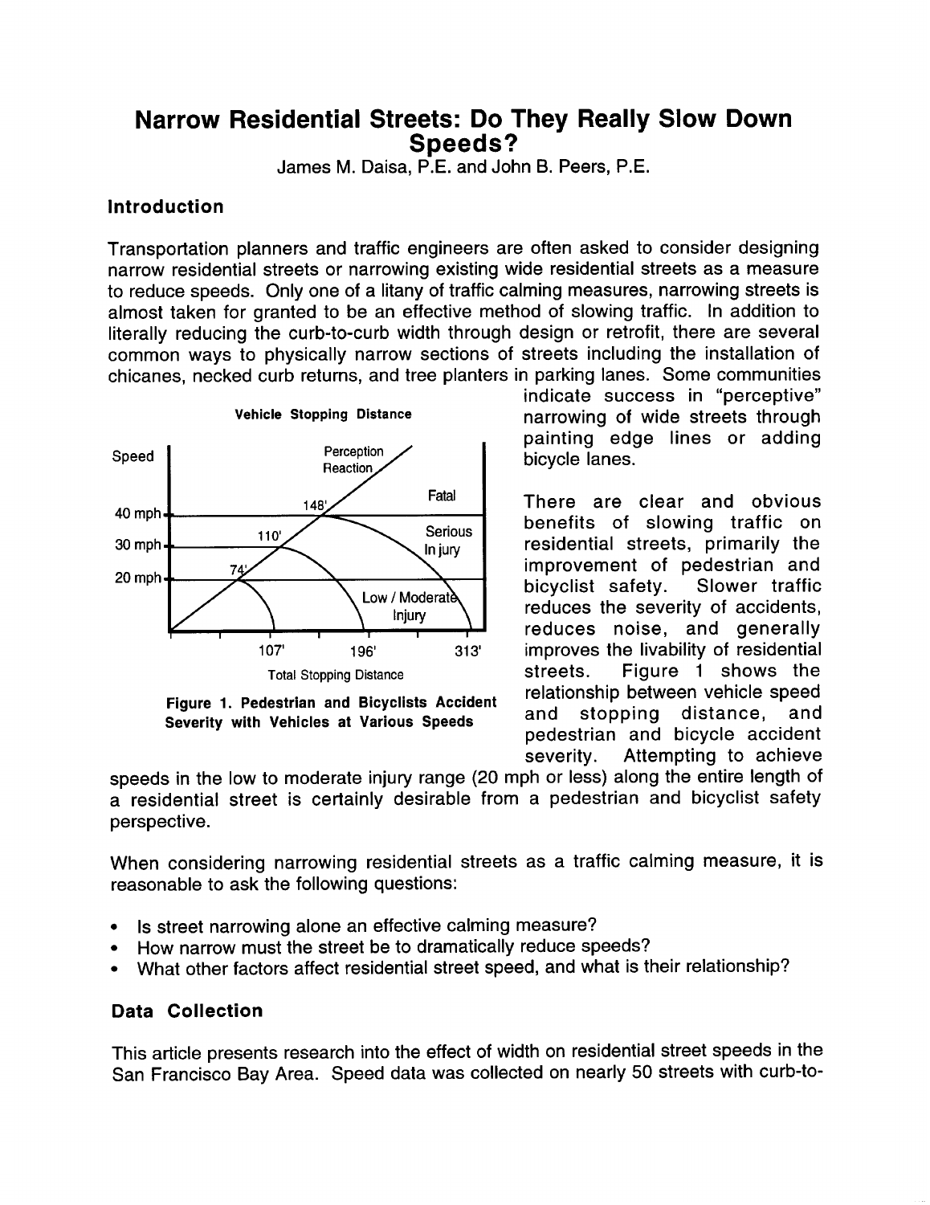# Narrow Residential Streets: Do They Really Slow Down Speeds?

James M. Daisa, P.E. and John B. Peers, P.E.

## Introduction

Transportation planners and traffic engineers are often asked to consider designing narrow residential streets or narrowing existing wide residential streets as a measure to reduce speeds. Only one of a litany of traffic calming measures, narrowing streets is almost taken for granted to be an effective method of slowing traffic. In addition to literally reducing the curb-to-curb width through design or retrofit, there are several common ways to physically narrow sections of streets including the installation of chicanes, necked curb returns, and tree planters in parking lanes. Some communities indicate success in "perceptive" narrowing of wide streets through painting edge lines or adding bicycle lanes.

**Vehicle Stopping Distance**

Speed: 40 mph, 30 mph, 20 mph — Perception Reaction — 148', 110', 74' — Fatal — Serious Injury — Low / Moderate Injury — 107', 196', 313' — Total Stopping Distance

**Figure 1. Pedestrian and Bicyclists Accident Severity with Vehicles at Various Speeds**

There are clear and obvious benefits of slowing traffic on residential streets, primarily the improvement of pedestrian and bicyclist safety. Slower traffic reduces the severity of accidents, reduces noise, and generally improves the livability of residential streets. Figure 1 shows the relationship between vehicle speed and stopping distance, and pedestrian and bicycle accident severity. Attempting to achieve speeds in the low to moderate injury range (20 mph or less) along the entire length of a residential street is certainly desirable from a pedestrian and bicyclist safety perspective.

When considering narrowing residential streets as a traffic calming measure, it is reasonable to ask the following questions:

- Is street narrowing alone an effective calming measure?
- How narrow must the street be to dramatically reduce speeds?
- What other factors affect residential street speed, and what is their relationship?

## Data Collection

This article presents research into the effect of width on residential street speeds in the San Francisco Bay Area. Speed data was collected on nearly 50 streets with curb-to-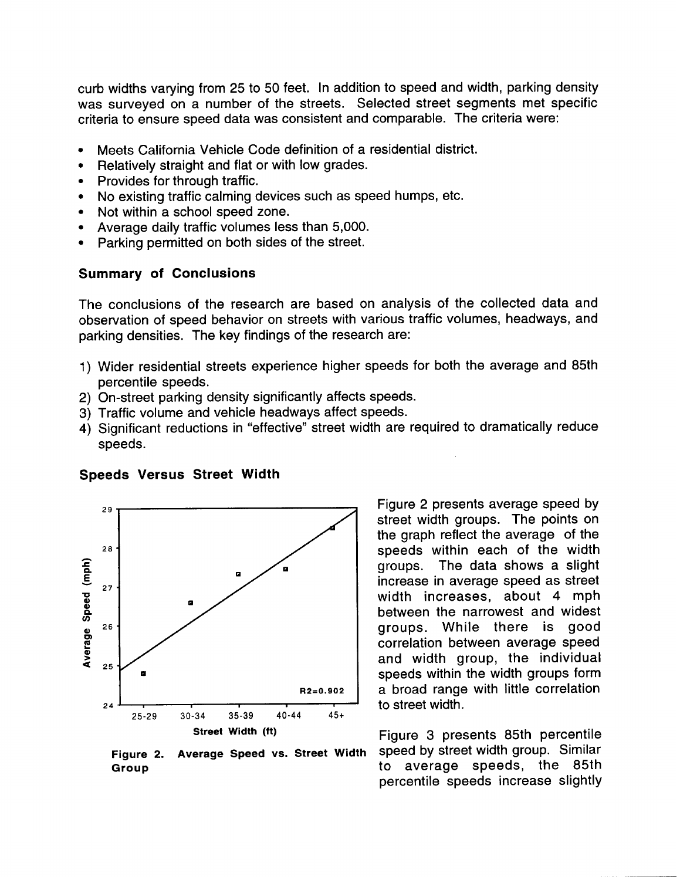curb widths varying from 25 to 50 feet. In addition to speed and width, parking density was surveyed on a number of the streets. Selected street segments met specific criteria to ensure speed data was consistent and comparable. The criteria were:

- Meets California Vehicle Code definition of a residential district.
- Relatively straight and flat or with low grades.
- Provides for through traffic.
- No existing traffic calming devices such as speed humps, etc.
- Not within a school speed zone.
- Average daily traffic volumes less than 5,000.
- Parking permitted on both sides of the street.

### Summary of Conclusions

The conclusions of the research are based on analysis of the collected data and observation of speed behavior on streets with various traffic volumes, headways, and parking densities. The key findings of the research are:

1) Wider residential streets experience higher speeds for both the average and 85th percentile speeds.
2) On-street parking density significantly affects speeds.
3) Traffic volume and vehicle headways affect speeds.
4) Significant reductions in "effective" street width are required to dramatically reduce speeds.

### Speeds Versus Street Width

**Figure 2. Average Speed vs. Street Width Group**

Figure 2 presents average speed by street width groups. The points on the graph reflect the average of the speeds within each of the width groups. The data shows a slight increase in average speed as street width increases, about 4 mph between the narrowest and widest groups. While there is good correlation between average speed and width group, the individual speeds within the width groups form a broad range with little correlation to street width.

Figure 3 presents 85th percentile speed by street width group. Similar to average speeds, the 85th percentile speeds increase slightly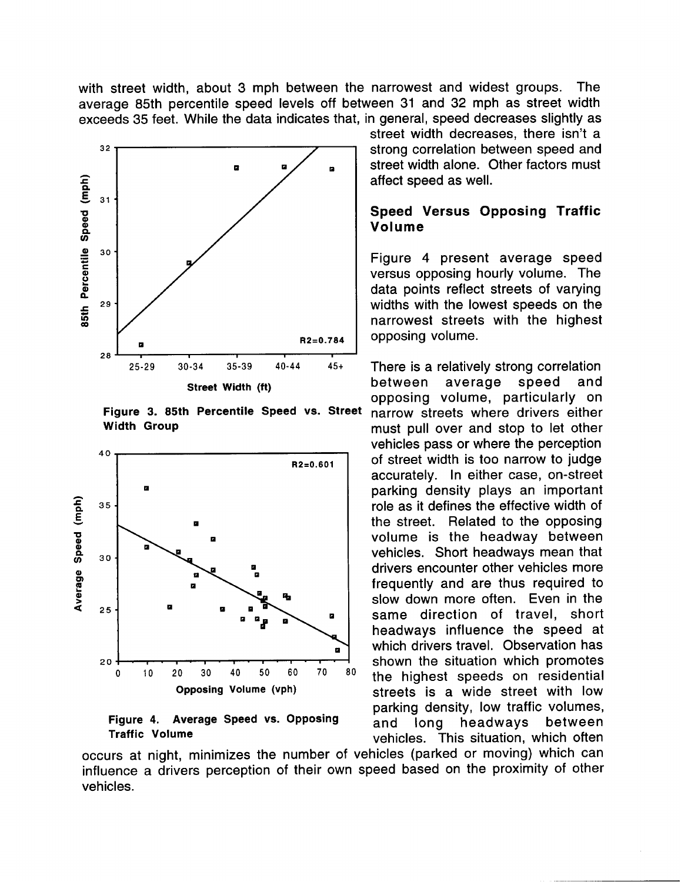with street width, about 3 mph between the narrowest and widest groups. The average 85th percentile speed levels off between 31 and 32 mph as street width exceeds 35 feet. While the data indicates that, in general, speed decreases slightly as street width decreases, there isn't a strong correlation between speed and street width alone. Other factors must affect speed as well.

Figure 3. 85th Percentile Speed vs. Street Width Group

Figure 4. Average Speed vs. Opposing Traffic Volume

## Speed Versus Opposing Traffic Volume

Figure 4 present average speed versus opposing hourly volume. The data points reflect streets of varying widths with the lowest speeds on the narrowest streets with the highest opposing volume.

There is a relatively strong correlation between average speed and opposing volume, particularly on narrow streets where drivers either must pull over and stop to let other vehicles pass or where the perception of street width is too narrow to judge accurately. In either case, on-street parking density plays an important role as it defines the effective width of the street. Related to the opposing volume is the headway between vehicles. Short headways mean that drivers encounter other vehicles more frequently and are thus required to slow down more often. Even in the same direction of travel, short headways influence the speed at which drivers travel. Observation has shown the situation which promotes the highest speeds on residential streets is a wide street with low parking density, low traffic volumes, and long headways between vehicles. This situation, which often occurs at night, minimizes the number of vehicles (parked or moving) which can influence a drivers perception of their own speed based on the proximity of other vehicles.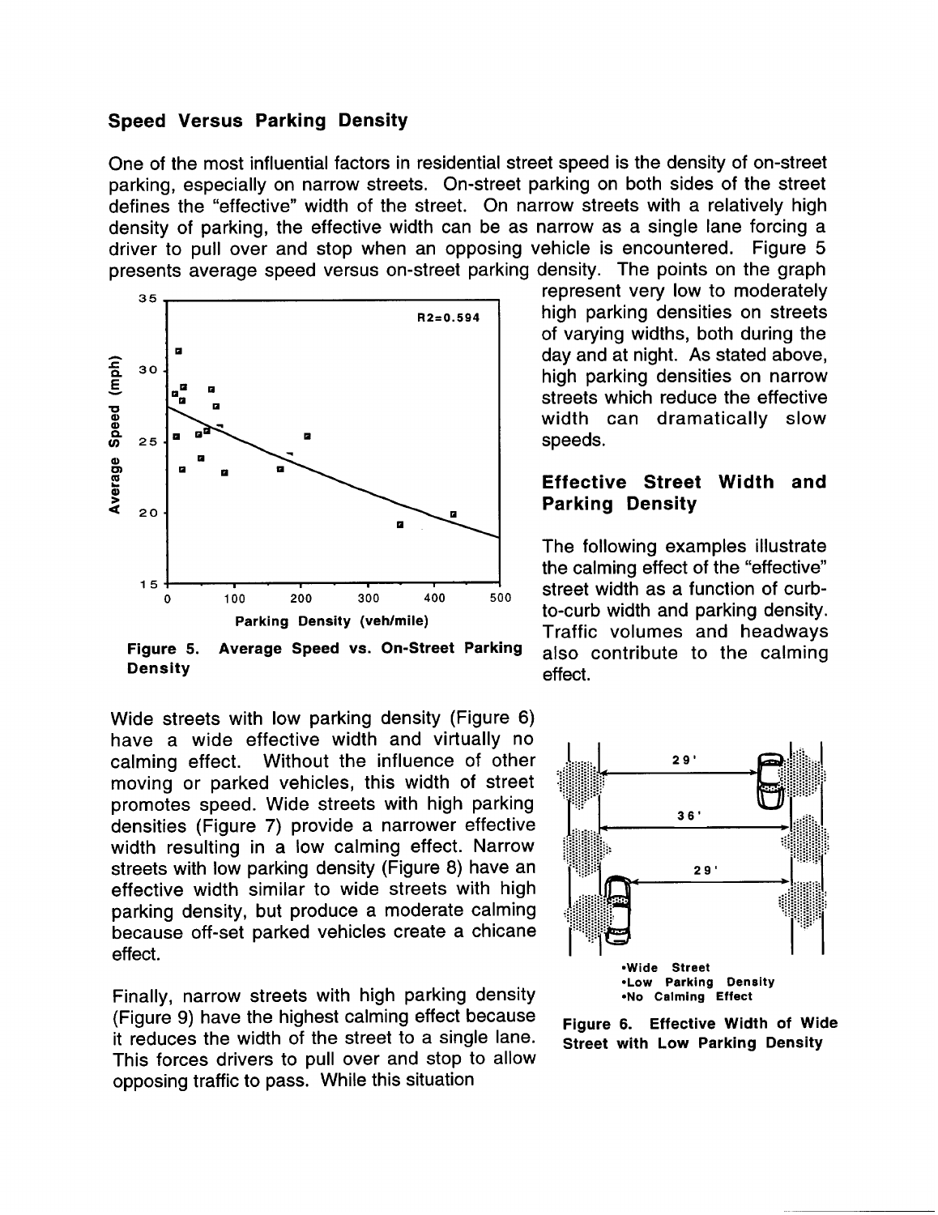## Speed Versus Parking Density

One of the most influential factors in residential street speed is the density of on-street parking, especially on narrow streets. On-street parking on both sides of the street defines the "effective" width of the street. On narrow streets with a relatively high density of parking, the effective width can be as narrow as a single lane forcing a driver to pull over and stop when an opposing vehicle is encountered. Figure 5 presents average speed versus on-street parking density. The points on the graph represent very low to moderately high parking densities on streets of varying widths, both during the day and at night. As stated above, high parking densities on narrow streets which reduce the effective width can dramatically slow speeds.

**Figure 5. Average Speed vs. On-Street Parking Density**

## Effective Street Width and Parking Density

The following examples illustrate the calming effect of the "effective" street width as a function of curb-to-curb width and parking density. Traffic volumes and headways also contribute to the calming effect.

Wide streets with low parking density (Figure 6) have a wide effective width and virtually no calming effect. Without the influence of other moving or parked vehicles, this width of street promotes speed. Wide streets with high parking densities (Figure 7) provide a narrower effective width resulting in a low calming effect. Narrow streets with low parking density (Figure 8) have an effective width similar to wide streets with high parking density, but produce a moderate calming because off-set parked vehicles create a chicane effect.

**Figure 6. Effective Width of Wide Street with Low Parking Density**

Finally, narrow streets with high parking density (Figure 9) have the highest calming effect because it reduces the width of the street to a single lane. This forces drivers to pull over and stop to allow opposing traffic to pass. While this situation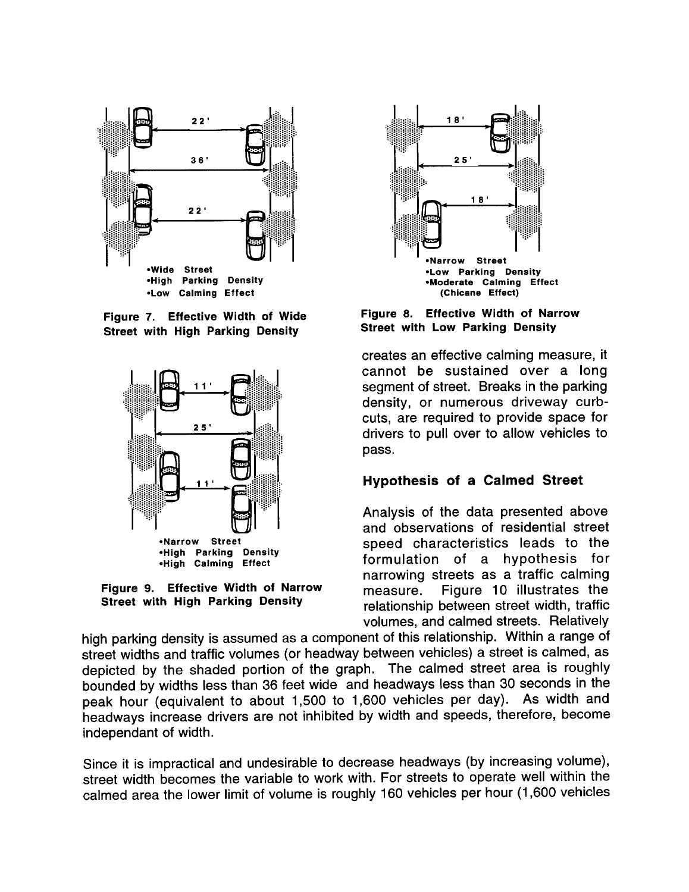•Wide Street
•High Parking Density
•Low Calming Effect

Figure 7. Effective Width of Wide Street with High Parking Density

•Narrow Street
•High Parking Density
•High Calming Effect

Figure 9. Effective Width of Narrow Street with High Parking Density

•Narrow Street
•Low Parking Density
•Moderate Calming Effect (Chicane Effect)

Figure 8. Effective Width of Narrow Street with Low Parking Density

creates an effective calming measure, it cannot be sustained over a long segment of street. Breaks in the parking density, or numerous driveway curb-cuts, are required to provide space for drivers to pull over to allow vehicles to pass.

## Hypothesis of a Calmed Street

Analysis of the data presented above and observations of residential street speed characteristics leads to the formulation of a hypothesis for narrowing streets as a traffic calming measure. Figure 10 illustrates the relationship between street width, traffic volumes, and calmed streets. Relatively high parking density is assumed as a component of this relationship. Within a range of street widths and traffic volumes (or headway between vehicles) a street is calmed, as depicted by the shaded portion of the graph. The calmed street area is roughly bounded by widths less than 36 feet wide and headways less than 30 seconds in the peak hour (equivalent to about 1,500 to 1,600 vehicles per day). As width and headways increase drivers are not inhibited by width and speeds, therefore, become independant of width.

Since it is impractical and undesirable to decrease headways (by increasing volume), street width becomes the variable to work with. For streets to operate well within the calmed area the lower limit of volume is roughly 160 vehicles per hour (1,600 vehicles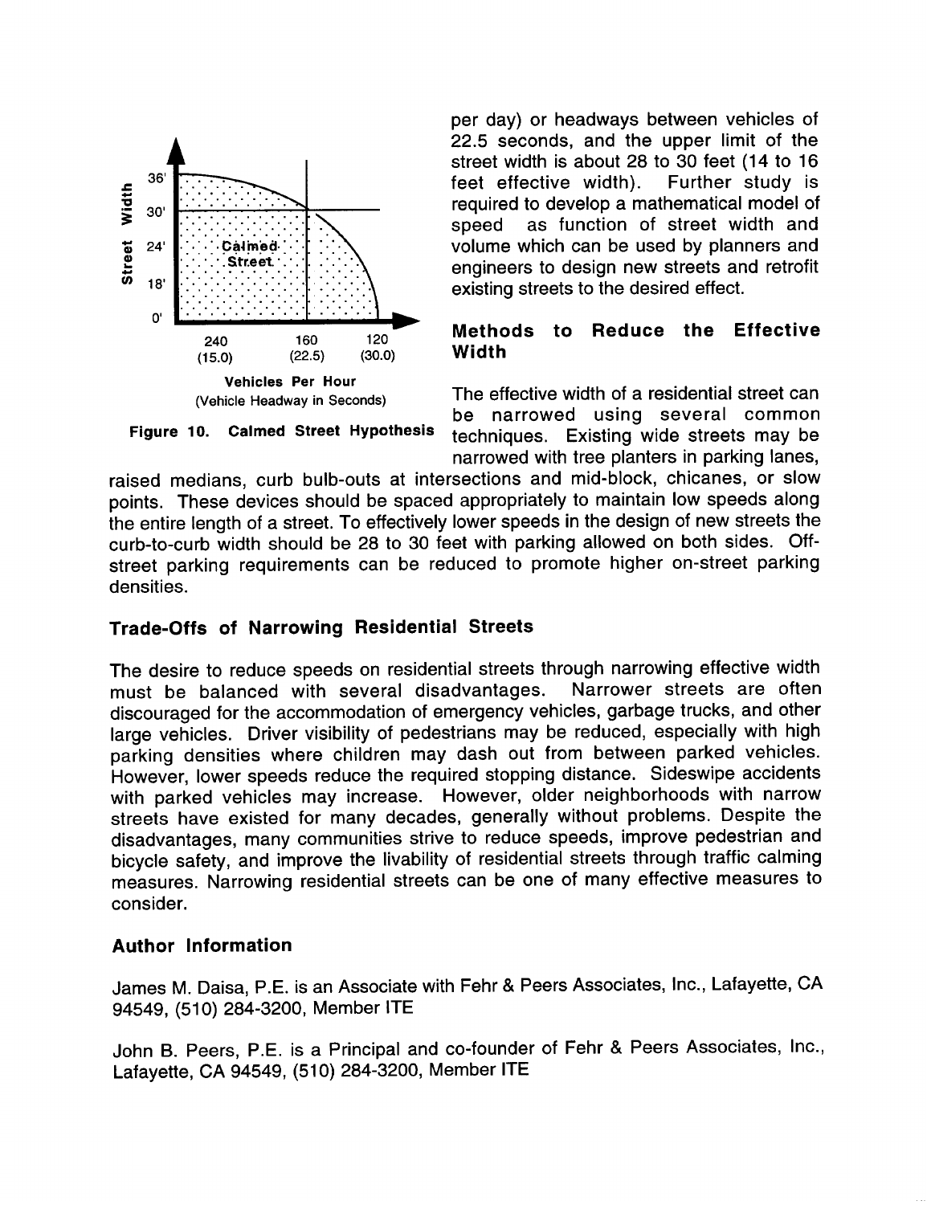Street Width

36'

30'

24'

18'

0'

Calmed Street

240 (15.0)

160 (22.5)

120 (30.0)

Vehicles Per Hour

(Vehicle Headway in Seconds)

**Figure 10. Calmed Street Hypothesis**

per day) or headways between vehicles of 22.5 seconds, and the upper limit of the street width is about 28 to 30 feet (14 to 16 feet effective width). Further study is required to develop a mathematical model of speed as function of street width and volume which can be used by planners and engineers to design new streets and retrofit existing streets to the desired effect.

## Methods to Reduce the Effective Width

The effective width of a residential street can be narrowed using several common techniques. Existing wide streets may be narrowed with tree planters in parking lanes, raised medians, curb bulb-outs at intersections and mid-block, chicanes, or slow points. These devices should be spaced appropriately to maintain low speeds along the entire length of a street. To effectively lower speeds in the design of new streets the curb-to-curb width should be 28 to 30 feet with parking allowed on both sides. Off-street parking requirements can be reduced to promote higher on-street parking densities.

## Trade-Offs of Narrowing Residential Streets

The desire to reduce speeds on residential streets through narrowing effective width must be balanced with several disadvantages. Narrower streets are often discouraged for the accommodation of emergency vehicles, garbage trucks, and other large vehicles. Driver visibility of pedestrians may be reduced, especially with high parking densities where children may dash out from between parked vehicles. However, lower speeds reduce the required stopping distance. Sideswipe accidents with parked vehicles may increase. However, older neighborhoods with narrow streets have existed for many decades, generally without problems. Despite the disadvantages, many communities strive to reduce speeds, improve pedestrian and bicycle safety, and improve the livability of residential streets through traffic calming measures. Narrowing residential streets can be one of many effective measures to consider.

## Author Information

James M. Daisa, P.E. is an Associate with Fehr & Peers Associates, Inc., Lafayette, CA 94549, (510) 284-3200, Member ITE

John B. Peers, P.E. is a Principal and co-founder of Fehr & Peers Associates, Inc., Lafayette, CA 94549, (510) 284-3200, Member ITE